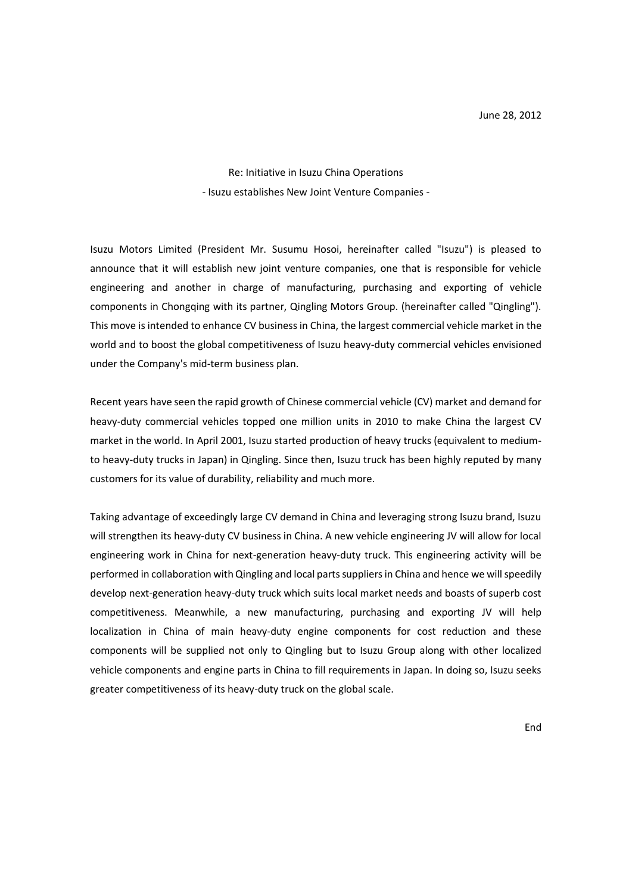June 28, 2012

Re: Initiative in Isuzu China Operations

- Isuzu establishes New Joint Venture Companies -

Isuzu Motors Limited (President Mr. Susumu Hosoi, hereinafter called "Isuzu") is pleased to announce that it will establish new joint venture companies, one that is responsible for vehicle engineering and another in charge of manufacturing, purchasing and exporting of vehicle components in Chongqing with its partner, Qingling Motors Group. (hereinafter called "Qingling"). This move is intended to enhance CV business in China, the largest commercial vehicle market in the world and to boost the global competitiveness of Isuzu heavy-duty commercial vehicles envisioned under the Company's mid-term business plan.

Recent years have seen the rapid growth of Chinese commercial vehicle (CV) market and demand for heavy-duty commercial vehicles topped one million units in 2010 to make China the largest CV market in the world. In April 2001, Isuzu started production of heavy trucks (equivalent to medium-to heavy-duty trucks in Japan) in Qingling. Since then, Isuzu truck has been highly reputed by many customers for its value of durability, reliability and much more.

Taking advantage of exceedingly large CV demand in China and leveraging strong Isuzu brand, Isuzu will strengthen its heavy-duty CV business in China. A new vehicle engineering JV will allow for local engineering work in China for next-generation heavy-duty truck. This engineering activity will be performed in collaboration with Qingling and local parts suppliers in China and hence we will speedily develop next-generation heavy-duty truck which suits local market needs and boasts of superb cost competitiveness. Meanwhile, a new manufacturing, purchasing and exporting JV will help localization in China of main heavy-duty engine components for cost reduction and these components will be supplied not only to Qingling but to Isuzu Group along with other localized vehicle components and engine parts in China to fill requirements in Japan. In doing so, Isuzu seeks greater competitiveness of its heavy-duty truck on the global scale.

End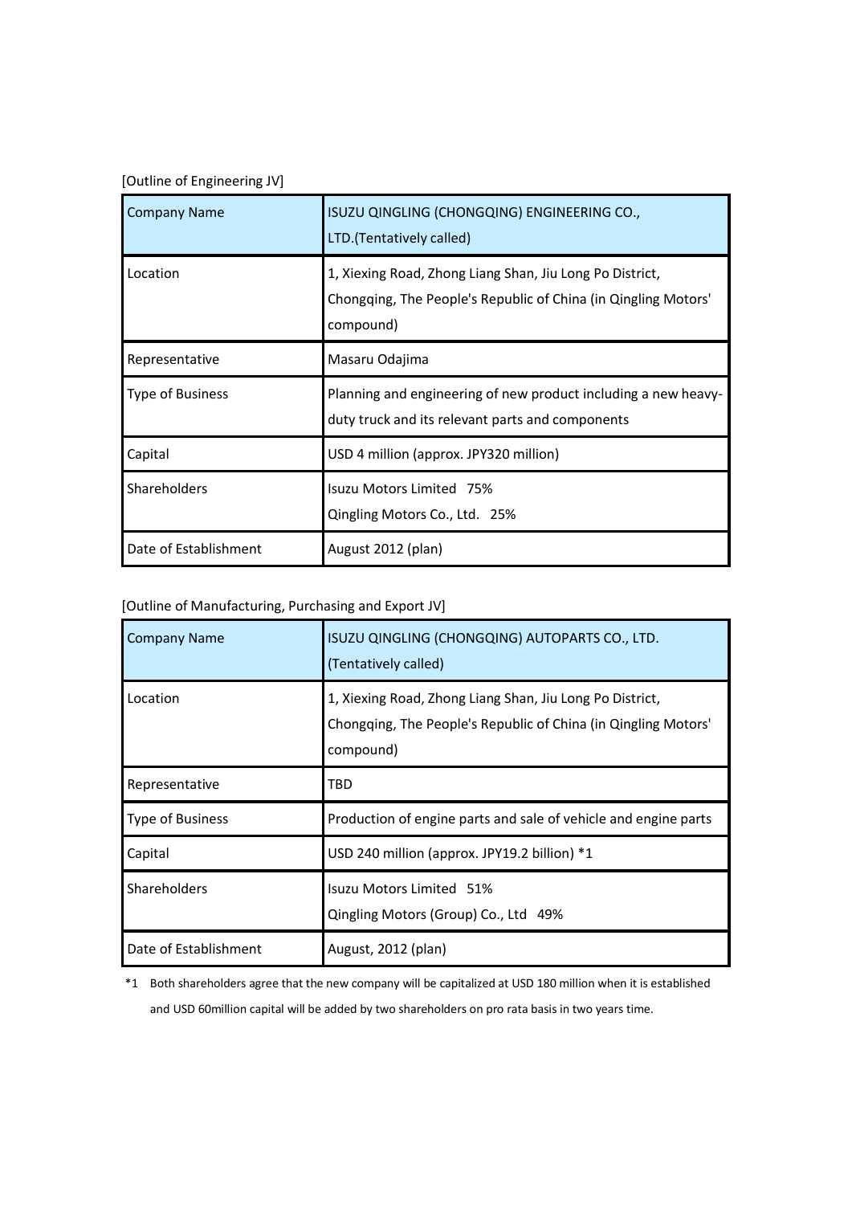[Outline of Engineering JV]

| | |
|---|---|
| Company Name | ISUZU QINGLING (CHONGQING) ENGINEERING CO., LTD.(Tentatively called) |
| Location | 1, Xiexing Road, Zhong Liang Shan, Jiu Long Po District, Chongqing, The People's Republic of China (in Qingling Motors' compound) |
| Representative | Masaru Odajima |
| Type of Business | Planning and engineering of new product including a new heavy-duty truck and its relevant parts and components |
| Capital | USD 4 million (approx. JPY320 million) |
| Shareholders | Isuzu Motors Limited 75%<br>Qingling Motors Co., Ltd. 25% |
| Date of Establishment | August 2012 (plan) |

[Outline of Manufacturing, Purchasing and Export JV]

| | |
|---|---|
| Company Name | ISUZU QINGLING (CHONGQING) AUTOPARTS CO., LTD. (Tentatively called) |
| Location | 1, Xiexing Road, Zhong Liang Shan, Jiu Long Po District, Chongqing, The People's Republic of China (in Qingling Motors' compound) |
| Representative | TBD |
| Type of Business | Production of engine parts and sale of vehicle and engine parts |
| Capital | USD 240 million (approx. JPY19.2 billion) *1 |
| Shareholders | Isuzu Motors Limited 51%<br>Qingling Motors (Group) Co., Ltd 49% |
| Date of Establishment | August, 2012 (plan) |

*1 Both shareholders agree that the new company will be capitalized at USD 180 million when it is established and USD 60million capital will be added by two shareholders on pro rata basis in two years time.